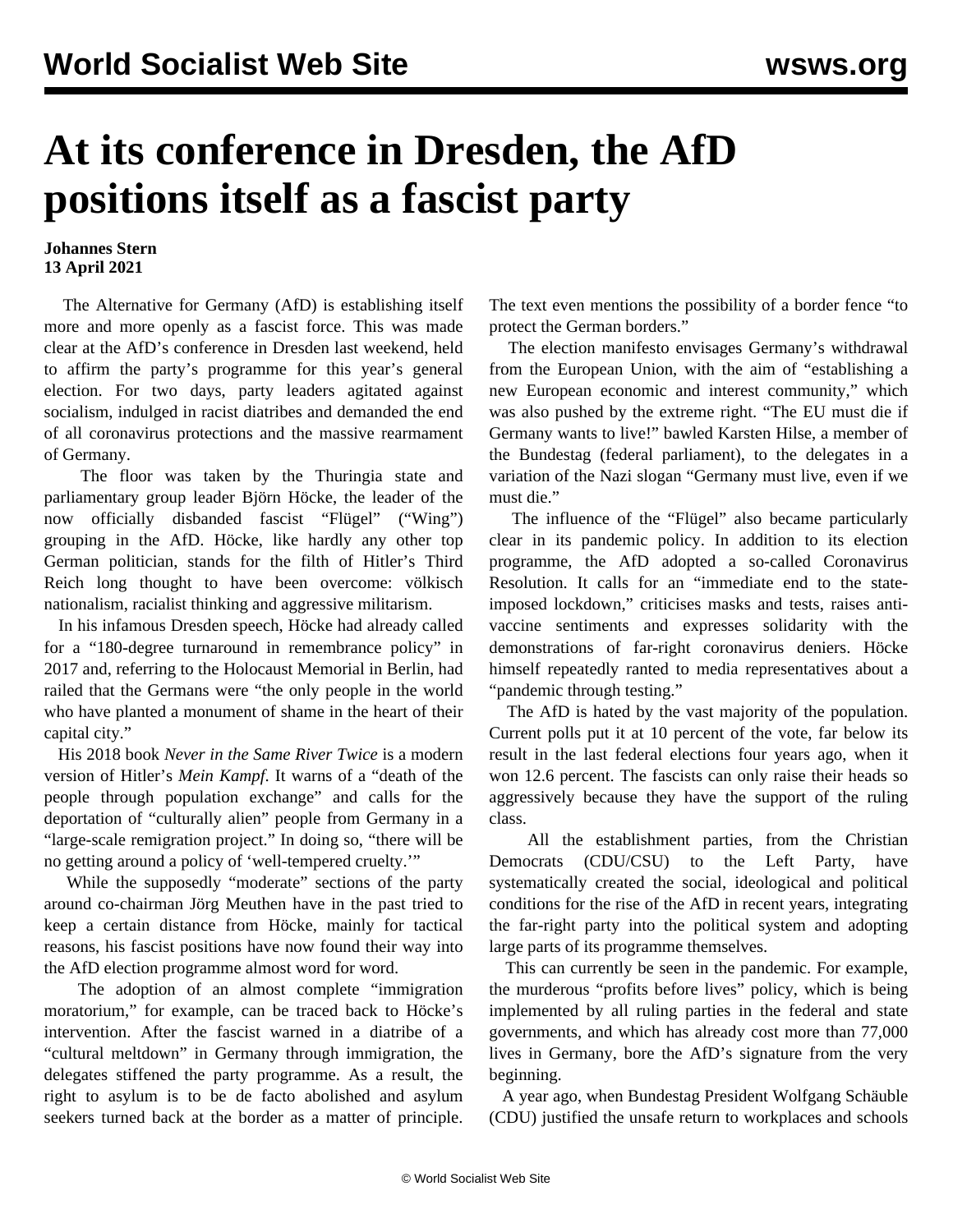# At its conference in Dresden, the AfD positions itself as a fascist party

**Johannes Stern**
**13 April 2021**

The Alternative for Germany (AfD) is establishing itself more and more openly as a fascist force. This was made clear at the AfD's conference in Dresden last weekend, held to affirm the party's programme for this year's general election. For two days, party leaders agitated against socialism, indulged in racist diatribes and demanded the end of all coronavirus protections and the massive rearmament of Germany.

The floor was taken by the Thuringia state and parliamentary group leader Björn Höcke, the leader of the now officially disbanded fascist "Flügel" ("Wing") grouping in the AfD. Höcke, like hardly any other top German politician, stands for the filth of Hitler's Third Reich long thought to have been overcome: völkisch nationalism, racialist thinking and aggressive militarism.

In his infamous Dresden speech, Höcke had already called for a "180-degree turnaround in remembrance policy" in 2017 and, referring to the Holocaust Memorial in Berlin, had railed that the Germans were "the only people in the world who have planted a monument of shame in the heart of their capital city."

His 2018 book *Never in the Same River Twice* is a modern version of Hitler's *Mein Kampf*. It warns of a "death of the people through population exchange" and calls for the deportation of "culturally alien" people from Germany in a "large-scale remigration project." In doing so, "there will be no getting around a policy of 'well-tempered cruelty.'"

While the supposedly "moderate" sections of the party around co-chairman Jörg Meuthen have in the past tried to keep a certain distance from Höcke, mainly for tactical reasons, his fascist positions have now found their way into the AfD election programme almost word for word.

The adoption of an almost complete "immigration moratorium," for example, can be traced back to Höcke's intervention. After the fascist warned in a diatribe of a "cultural meltdown" in Germany through immigration, the delegates stiffened the party programme. As a result, the right to asylum is to be de facto abolished and asylum seekers turned back at the border as a matter of principle. The text even mentions the possibility of a border fence "to protect the German borders."

The election manifesto envisages Germany's withdrawal from the European Union, with the aim of "establishing a new European economic and interest community," which was also pushed by the extreme right. "The EU must die if Germany wants to live!" bawled Karsten Hilse, a member of the Bundestag (federal parliament), to the delegates in a variation of the Nazi slogan "Germany must live, even if we must die."

The influence of the "Flügel" also became particularly clear in its pandemic policy. In addition to its election programme, the AfD adopted a so-called Coronavirus Resolution. It calls for an "immediate end to the state-imposed lockdown," criticises masks and tests, raises anti-vaccine sentiments and expresses solidarity with the demonstrations of far-right coronavirus deniers. Höcke himself repeatedly ranted to media representatives about a "pandemic through testing."

The AfD is hated by the vast majority of the population. Current polls put it at 10 percent of the vote, far below its result in the last federal elections four years ago, when it won 12.6 percent. The fascists can only raise their heads so aggressively because they have the support of the ruling class.

All the establishment parties, from the Christian Democrats (CDU/CSU) to the Left Party, have systematically created the social, ideological and political conditions for the rise of the AfD in recent years, integrating the far-right party into the political system and adopting large parts of its programme themselves.

This can currently be seen in the pandemic. For example, the murderous "profits before lives" policy, which is being implemented by all ruling parties in the federal and state governments, and which has already cost more than 77,000 lives in Germany, bore the AfD's signature from the very beginning.

A year ago, when Bundestag President Wolfgang Schäuble (CDU) justified the unsafe return to workplaces and schools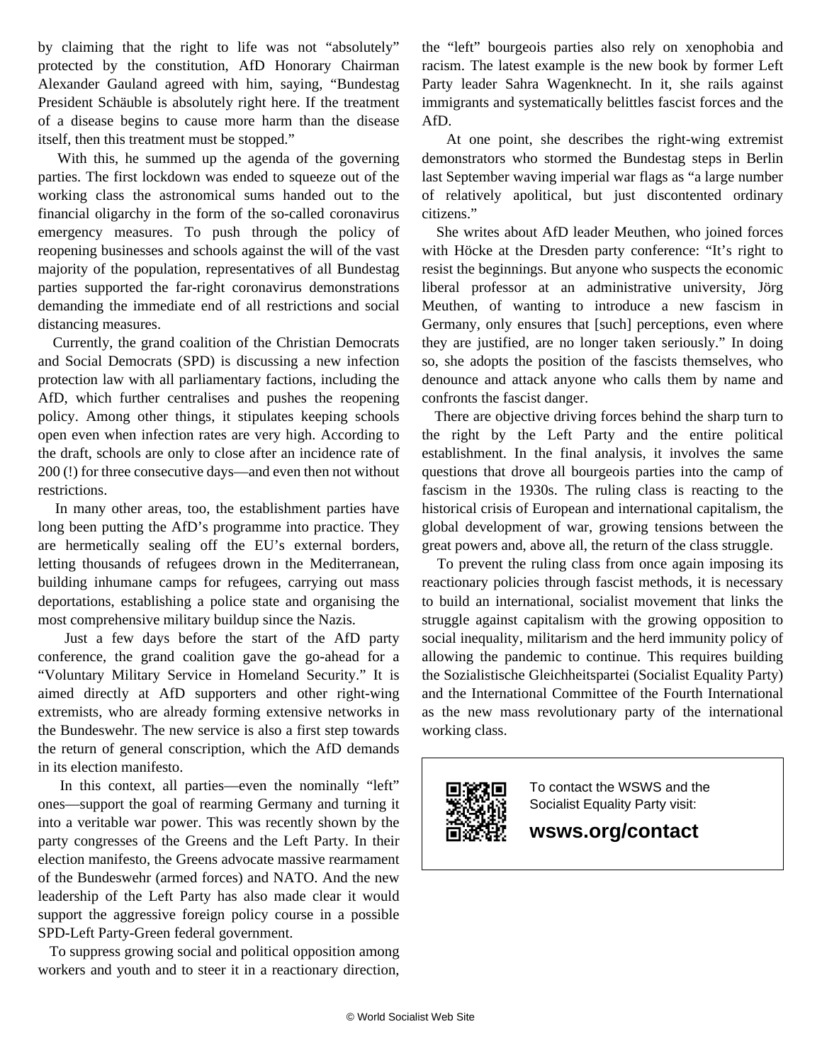by claiming that the right to life was not "absolutely" protected by the constitution, AfD Honorary Chairman Alexander Gauland agreed with him, saying, "Bundestag President Schäuble is absolutely right here. If the treatment of a disease begins to cause more harm than the disease itself, then this treatment must be stopped."

With this, he summed up the agenda of the governing parties. The first lockdown was ended to squeeze out of the working class the astronomical sums handed out to the financial oligarchy in the form of the so-called coronavirus emergency measures. To push through the policy of reopening businesses and schools against the will of the vast majority of the population, representatives of all Bundestag parties supported the far-right coronavirus demonstrations demanding the immediate end of all restrictions and social distancing measures.

Currently, the grand coalition of the Christian Democrats and Social Democrats (SPD) is discussing a new infection protection law with all parliamentary factions, including the AfD, which further centralises and pushes the reopening policy. Among other things, it stipulates keeping schools open even when infection rates are very high. According to the draft, schools are only to close after an incidence rate of 200 (!) for three consecutive days—and even then not without restrictions.

In many other areas, too, the establishment parties have long been putting the AfD's programme into practice. They are hermetically sealing off the EU's external borders, letting thousands of refugees drown in the Mediterranean, building inhumane camps for refugees, carrying out mass deportations, establishing a police state and organising the most comprehensive military buildup since the Nazis.

Just a few days before the start of the AfD party conference, the grand coalition gave the go-ahead for a "Voluntary Military Service in Homeland Security." It is aimed directly at AfD supporters and other right-wing extremists, who are already forming extensive networks in the Bundeswehr. The new service is also a first step towards the return of general conscription, which the AfD demands in its election manifesto.

In this context, all parties—even the nominally "left" ones—support the goal of rearming Germany and turning it into a veritable war power. This was recently shown by the party congresses of the Greens and the Left Party. In their election manifesto, the Greens advocate massive rearmament of the Bundeswehr (armed forces) and NATO. And the new leadership of the Left Party has also made clear it would support the aggressive foreign policy course in a possible SPD-Left Party-Green federal government.

To suppress growing social and political opposition among workers and youth and to steer it in a reactionary direction, the "left" bourgeois parties also rely on xenophobia and racism. The latest example is the new book by former Left Party leader Sahra Wagenknecht. In it, she rails against immigrants and systematically belittles fascist forces and the AfD.

At one point, she describes the right-wing extremist demonstrators who stormed the Bundestag steps in Berlin last September waving imperial war flags as "a large number of relatively apolitical, but just discontented ordinary citizens."

She writes about AfD leader Meuthen, who joined forces with Höcke at the Dresden party conference: "It's right to resist the beginnings. But anyone who suspects the economic liberal professor at an administrative university, Jörg Meuthen, of wanting to introduce a new fascism in Germany, only ensures that [such] perceptions, even where they are justified, are no longer taken seriously." In doing so, she adopts the position of the fascists themselves, who denounce and attack anyone who calls them by name and confronts the fascist danger.

There are objective driving forces behind the sharp turn to the right by the Left Party and the entire political establishment. In the final analysis, it involves the same questions that drove all bourgeois parties into the camp of fascism in the 1930s. The ruling class is reacting to the historical crisis of European and international capitalism, the global development of war, growing tensions between the great powers and, above all, the return of the class struggle.

To prevent the ruling class from once again imposing its reactionary policies through fascist methods, it is necessary to build an international, socialist movement that links the struggle against capitalism with the growing opposition to social inequality, militarism and the herd immunity policy of allowing the pandemic to continue. This requires building the Sozialistische Gleichheitspartei (Socialist Equality Party) and the International Committee of the Fourth International as the new mass revolutionary party of the international working class.

To contact the WSWS and the Socialist Equality Party visit:

**wsws.org/contact**